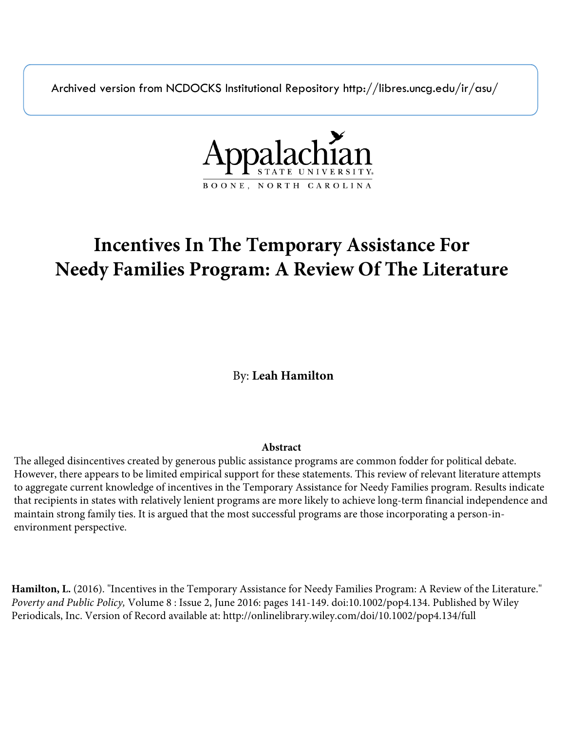Archived version from NCDOCKS Institutional Repository http://libres.uncg.edu/ir/asu/

Appalachian State University
BOONE, NORTH CAROLINA

# Incentives In The Temporary Assistance For Needy Families Program: A Review Of The Literature

By: **Leah Hamilton**

**Abstract**

The alleged disincentives created by generous public assistance programs are common fodder for political debate. However, there appears to be limited empirical support for these statements. This review of relevant literature attempts to aggregate current knowledge of incentives in the Temporary Assistance for Needy Families program. Results indicate that recipients in states with relatively lenient programs are more likely to achieve long-term financial independence and maintain strong family ties. It is argued that the most successful programs are those incorporating a person-in-environment perspective.

**Hamilton, L.** (2016). "Incentives in the Temporary Assistance for Needy Families Program: A Review of the Literature." *Poverty and Public Policy,* Volume 8 : Issue 2, June 2016: pages 141-149. doi:10.1002/pop4.134. Published by Wiley Periodicals, Inc. Version of Record available at: http://onlinelibrary.wiley.com/doi/10.1002/pop4.134/full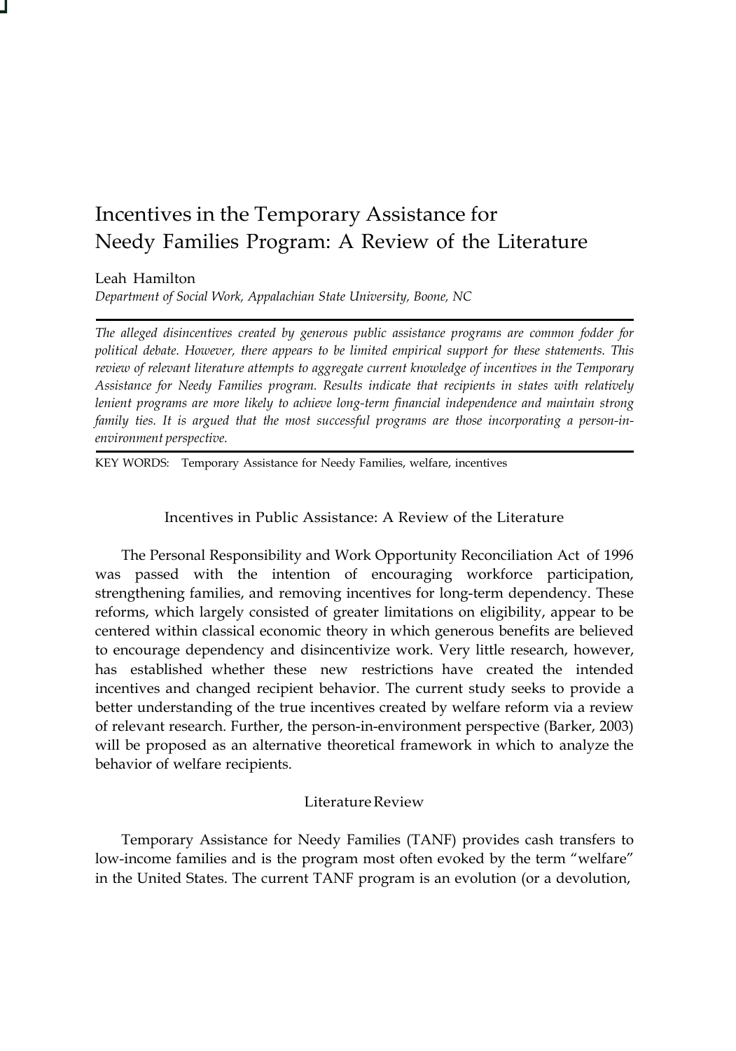# Incentives in the Temporary Assistance for Needy Families Program: A Review of the Literature

Leah Hamilton

*Department of Social Work, Appalachian State University, Boone, NC*

*The alleged disincentives created by generous public assistance programs are common fodder for political debate. However, there appears to be limited empirical support for these statements. This review of relevant literature attempts to aggregate current knowledge of incentives in the Temporary Assistance for Needy Families program. Results indicate that recipients in states with relatively lenient programs are more likely to achieve long-term financial independence and maintain strong family ties. It is argued that the most successful programs are those incorporating a person-in-environment perspective.*

KEY WORDS: Temporary Assistance for Needy Families, welfare, incentives

## Incentives in Public Assistance: A Review of the Literature

The Personal Responsibility and Work Opportunity Reconciliation Act of 1996 was passed with the intention of encouraging workforce participation, strengthening families, and removing incentives for long-term dependency. These reforms, which largely consisted of greater limitations on eligibility, appear to be centered within classical economic theory in which generous benefits are believed to encourage dependency and disincentivize work. Very little research, however, has established whether these new restrictions have created the intended incentives and changed recipient behavior. The current study seeks to provide a better understanding of the true incentives created by welfare reform via a review of relevant research. Further, the person-in-environment perspective (Barker, 2003) will be proposed as an alternative theoretical framework in which to analyze the behavior of welfare recipients.

## Literature Review

Temporary Assistance for Needy Families (TANF) provides cash transfers to low-income families and is the program most often evoked by the term "welfare" in the United States. The current TANF program is an evolution (or a devolution,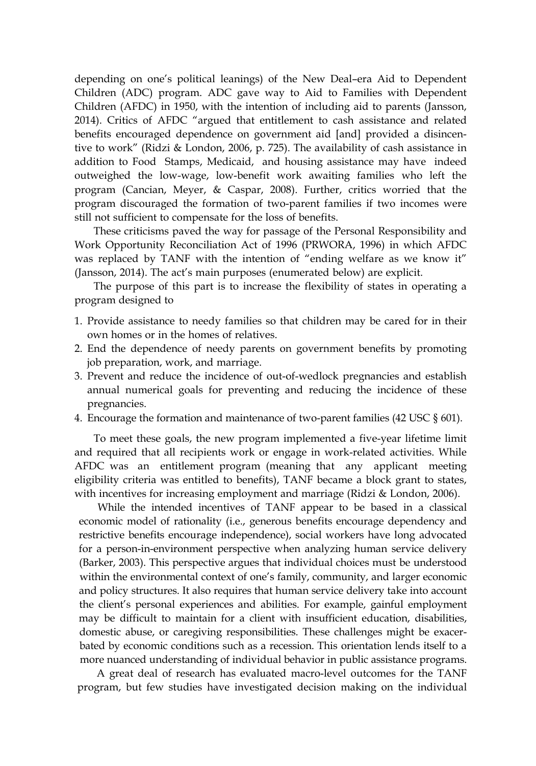depending on one's political leanings) of the New Deal–era Aid to Dependent Children (ADC) program. ADC gave way to Aid to Families with Dependent Children (AFDC) in 1950, with the intention of including aid to parents (Jansson, 2014). Critics of AFDC "argued that entitlement to cash assistance and related benefits encouraged dependence on government aid [and] provided a disincentive to work" (Ridzi & London, 2006, p. 725). The availability of cash assistance in addition to Food Stamps, Medicaid, and housing assistance may have indeed outweighed the low-wage, low-benefit work awaiting families who left the program (Cancian, Meyer, & Caspar, 2008). Further, critics worried that the program discouraged the formation of two-parent families if two incomes were still not sufficient to compensate for the loss of benefits.

These criticisms paved the way for passage of the Personal Responsibility and Work Opportunity Reconciliation Act of 1996 (PRWORA, 1996) in which AFDC was replaced by TANF with the intention of "ending welfare as we know it" (Jansson, 2014). The act's main purposes (enumerated below) are explicit.

The purpose of this part is to increase the flexibility of states in operating a program designed to

1. Provide assistance to needy families so that children may be cared for in their own homes or in the homes of relatives.
2. End the dependence of needy parents on government benefits by promoting job preparation, work, and marriage.
3. Prevent and reduce the incidence of out-of-wedlock pregnancies and establish annual numerical goals for preventing and reducing the incidence of these pregnancies.
4. Encourage the formation and maintenance of two-parent families (42 USC § 601).

To meet these goals, the new program implemented a five-year lifetime limit and required that all recipients work or engage in work-related activities. While AFDC was an entitlement program (meaning that any applicant meeting eligibility criteria was entitled to benefits), TANF became a block grant to states, with incentives for increasing employment and marriage (Ridzi & London, 2006).

While the intended incentives of TANF appear to be based in a classical economic model of rationality (i.e., generous benefits encourage dependency and restrictive benefits encourage independence), social workers have long advocated for a person-in-environment perspective when analyzing human service delivery (Barker, 2003). This perspective argues that individual choices must be understood within the environmental context of one's family, community, and larger economic and policy structures. It also requires that human service delivery take into account the client's personal experiences and abilities. For example, gainful employment may be difficult to maintain for a client with insufficient education, disabilities, domestic abuse, or caregiving responsibilities. These challenges might be exacerbated by economic conditions such as a recession. This orientation lends itself to a more nuanced understanding of individual behavior in public assistance programs.

A great deal of research has evaluated macro-level outcomes for the TANF program, but few studies have investigated decision making on the individual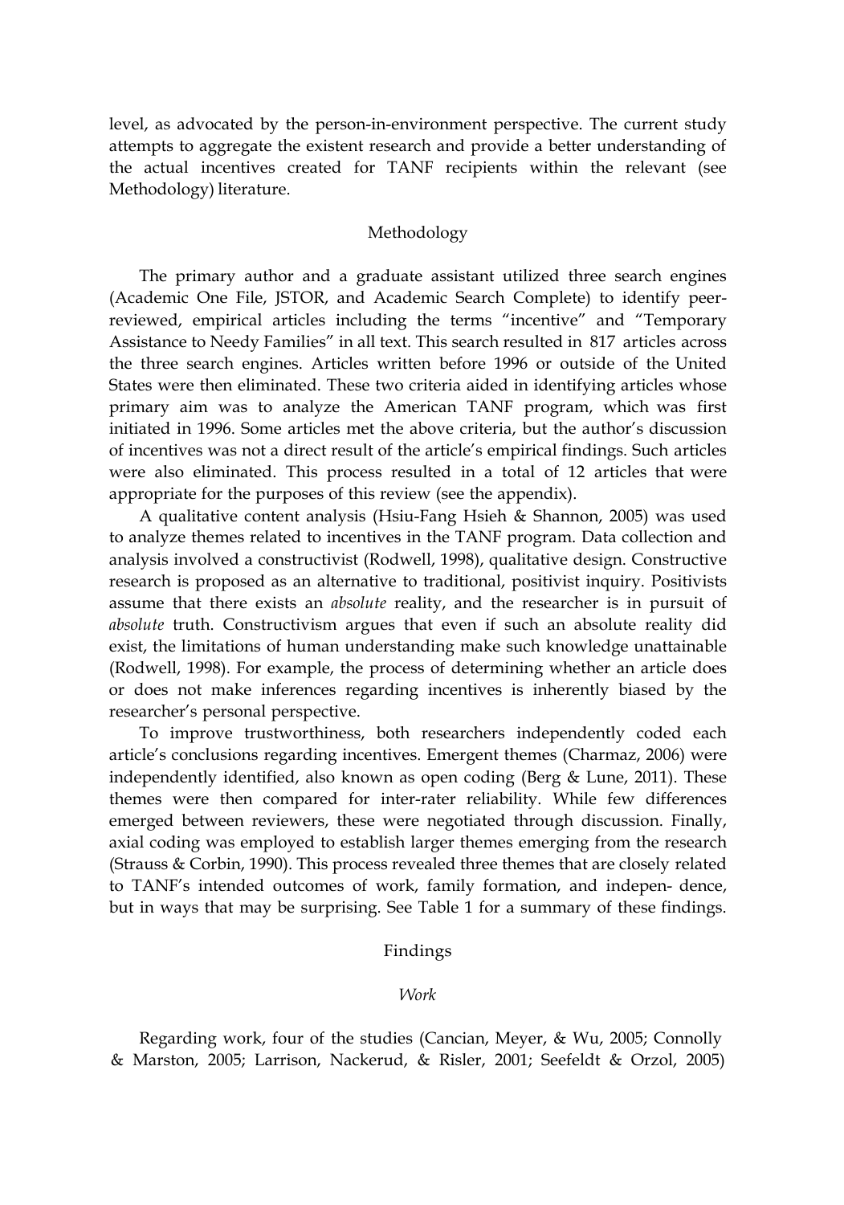level, as advocated by the person-in-environment perspective. The current study attempts to aggregate the existent research and provide a better understanding of the actual incentives created for TANF recipients within the relevant (see Methodology) literature.

## Methodology

The primary author and a graduate assistant utilized three search engines (Academic One File, JSTOR, and Academic Search Complete) to identify peer-reviewed, empirical articles including the terms "incentive" and "Temporary Assistance to Needy Families" in all text. This search resulted in 817 articles across the three search engines. Articles written before 1996 or outside of the United States were then eliminated. These two criteria aided in identifying articles whose primary aim was to analyze the American TANF program, which was first initiated in 1996. Some articles met the above criteria, but the author's discussion of incentives was not a direct result of the article's empirical findings. Such articles were also eliminated. This process resulted in a total of 12 articles that were appropriate for the purposes of this review (see the appendix).

A qualitative content analysis (Hsiu-Fang Hsieh & Shannon, 2005) was used to analyze themes related to incentives in the TANF program. Data collection and analysis involved a constructivist (Rodwell, 1998), qualitative design. Constructive research is proposed as an alternative to traditional, positivist inquiry. Positivists assume that there exists an *absolute* reality, and the researcher is in pursuit of *absolute* truth. Constructivism argues that even if such an absolute reality did exist, the limitations of human understanding make such knowledge unattainable (Rodwell, 1998). For example, the process of determining whether an article does or does not make inferences regarding incentives is inherently biased by the researcher's personal perspective.

To improve trustworthiness, both researchers independently coded each article's conclusions regarding incentives. Emergent themes (Charmaz, 2006) were independently identified, also known as open coding (Berg & Lune, 2011). These themes were then compared for inter-rater reliability. While few differences emerged between reviewers, these were negotiated through discussion. Finally, axial coding was employed to establish larger themes emerging from the research (Strauss & Corbin, 1990). This process revealed three themes that are closely related to TANF's intended outcomes of work, family formation, and indepen- dence, but in ways that may be surprising. See Table 1 for a summary of these findings.

## Findings

### *Work*

Regarding work, four of the studies (Cancian, Meyer, & Wu, 2005; Connolly & Marston, 2005; Larrison, Nackerud, & Risler, 2001; Seefeldt & Orzol, 2005)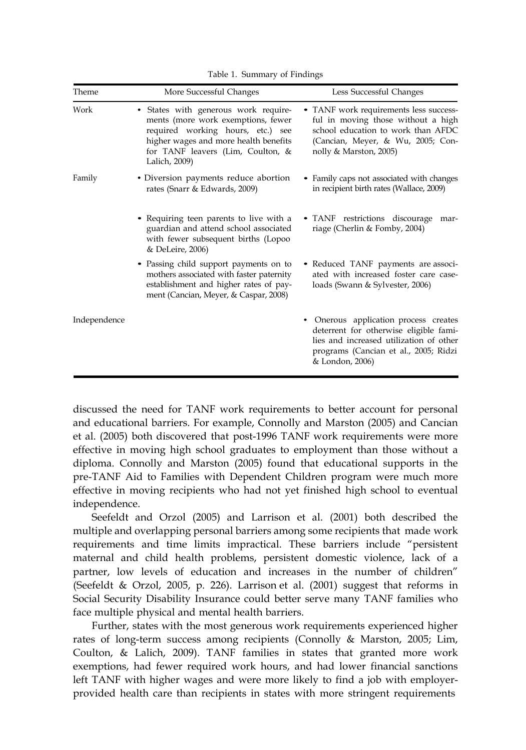Table 1. Summary of Findings

| Theme | More Successful Changes | Less Successful Changes |
|---|---|---|
| Work | • States with generous work requirements (more work exemptions, fewer required working hours, etc.) see higher wages and more health benefits for TANF leavers (Lim, Coulton, & Lalich, 2009) | • TANF work requirements less successful in moving those without a high school education to work than AFDC (Cancian, Meyer, & Wu, 2005; Connolly & Marston, 2005) |
| Family | • Diversion payments reduce abortion rates (Snarr & Edwards, 2009) | • Family caps not associated with changes in recipient birth rates (Wallace, 2009) |
| | • Requiring teen parents to live with a guardian and attend school associated with fewer subsequent births (Lopoo & DeLeire, 2006) | • TANF restrictions discourage marriage (Cherlin & Fomby, 2004) |
| | • Passing child support payments on to mothers associated with faster paternity establishment and higher rates of payment (Cancian, Meyer, & Caspar, 2008) | • Reduced TANF payments are associated with increased foster care caseloads (Swann & Sylvester, 2006) |
| Independence | | • Onerous application process creates deterrent for otherwise eligible families and increased utilization of other programs (Cancian et al., 2005; Ridzi & London, 2006) |

discussed the need for TANF work requirements to better account for personal and educational barriers. For example, Connolly and Marston (2005) and Cancian et al. (2005) both discovered that post-1996 TANF work requirements were more effective in moving high school graduates to employment than those without a diploma. Connolly and Marston (2005) found that educational supports in the pre-TANF Aid to Families with Dependent Children program were much more effective in moving recipients who had not yet finished high school to eventual independence.

Seefeldt and Orzol (2005) and Larrison et al. (2001) both described the multiple and overlapping personal barriers among some recipients that made work requirements and time limits impractical. These barriers include "persistent maternal and child health problems, persistent domestic violence, lack of a partner, low levels of education and increases in the number of children" (Seefeldt & Orzol, 2005, p. 226). Larrison et al. (2001) suggest that reforms in Social Security Disability Insurance could better serve many TANF families who face multiple physical and mental health barriers.

Further, states with the most generous work requirements experienced higher rates of long-term success among recipients (Connolly & Marston, 2005; Lim, Coulton, & Lalich, 2009). TANF families in states that granted more work exemptions, had fewer required work hours, and had lower financial sanctions left TANF with higher wages and were more likely to find a job with employer-provided health care than recipients in states with more stringent requirements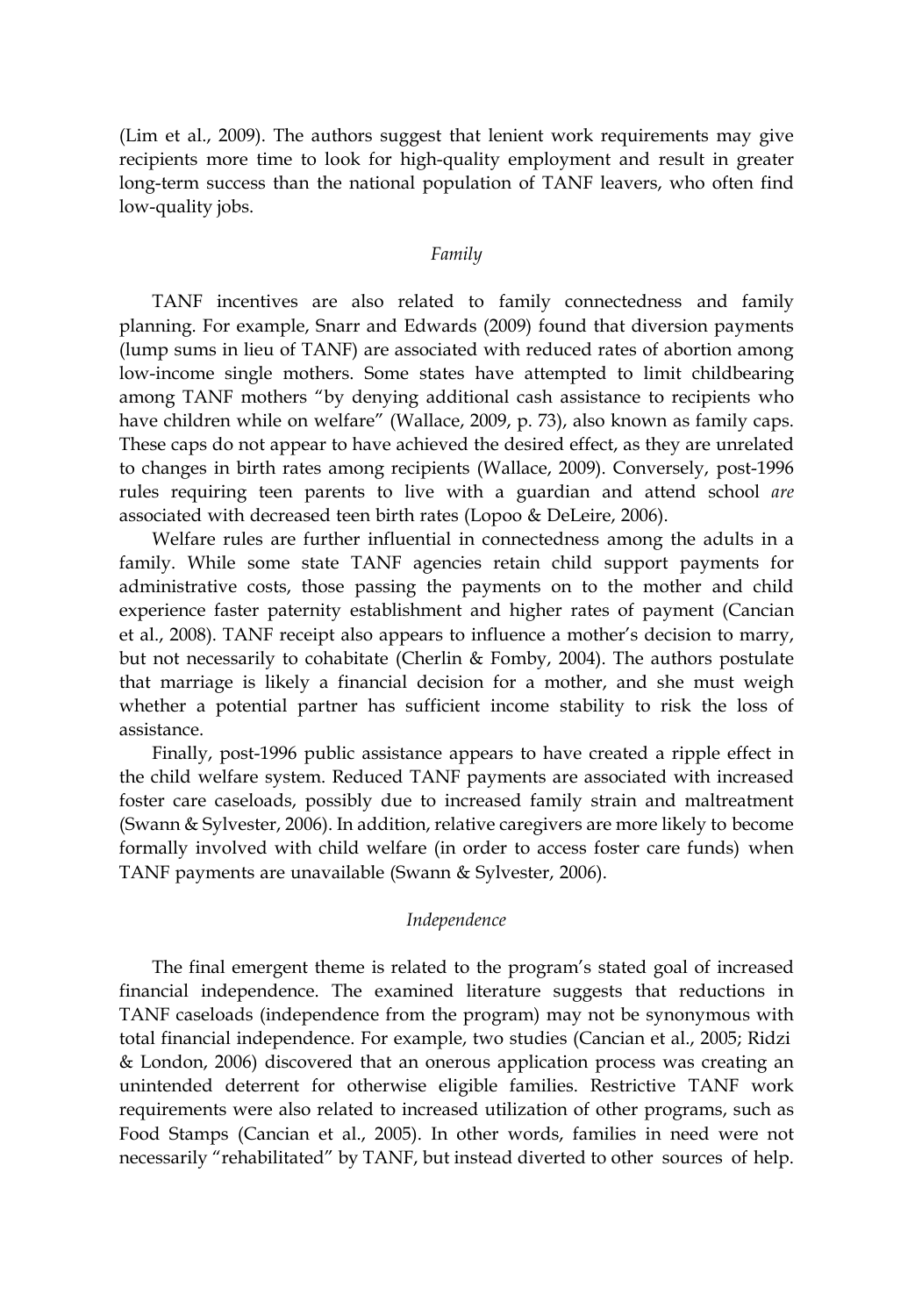(Lim et al., 2009). The authors suggest that lenient work requirements may give recipients more time to look for high-quality employment and result in greater long-term success than the national population of TANF leavers, who often find low-quality jobs.

### *Family*

TANF incentives are also related to family connectedness and family planning. For example, Snarr and Edwards (2009) found that diversion payments (lump sums in lieu of TANF) are associated with reduced rates of abortion among low-income single mothers. Some states have attempted to limit childbearing among TANF mothers "by denying additional cash assistance to recipients who have children while on welfare" (Wallace, 2009, p. 73), also known as family caps. These caps do not appear to have achieved the desired effect, as they are unrelated to changes in birth rates among recipients (Wallace, 2009). Conversely, post-1996 rules requiring teen parents to live with a guardian and attend school *are* associated with decreased teen birth rates (Lopoo & DeLeire, 2006).

Welfare rules are further influential in connectedness among the adults in a family. While some state TANF agencies retain child support payments for administrative costs, those passing the payments on to the mother and child experience faster paternity establishment and higher rates of payment (Cancian et al., 2008). TANF receipt also appears to influence a mother's decision to marry, but not necessarily to cohabitate (Cherlin & Fomby, 2004). The authors postulate that marriage is likely a financial decision for a mother, and she must weigh whether a potential partner has sufficient income stability to risk the loss of assistance.

Finally, post-1996 public assistance appears to have created a ripple effect in the child welfare system. Reduced TANF payments are associated with increased foster care caseloads, possibly due to increased family strain and maltreatment (Swann & Sylvester, 2006). In addition, relative caregivers are more likely to become formally involved with child welfare (in order to access foster care funds) when TANF payments are unavailable (Swann & Sylvester, 2006).

### *Independence*

The final emergent theme is related to the program's stated goal of increased financial independence. The examined literature suggests that reductions in TANF caseloads (independence from the program) may not be synonymous with total financial independence. For example, two studies (Cancian et al., 2005; Ridzi & London, 2006) discovered that an onerous application process was creating an unintended deterrent for otherwise eligible families. Restrictive TANF work requirements were also related to increased utilization of other programs, such as Food Stamps (Cancian et al., 2005). In other words, families in need were not necessarily "rehabilitated" by TANF, but instead diverted to other sources of help.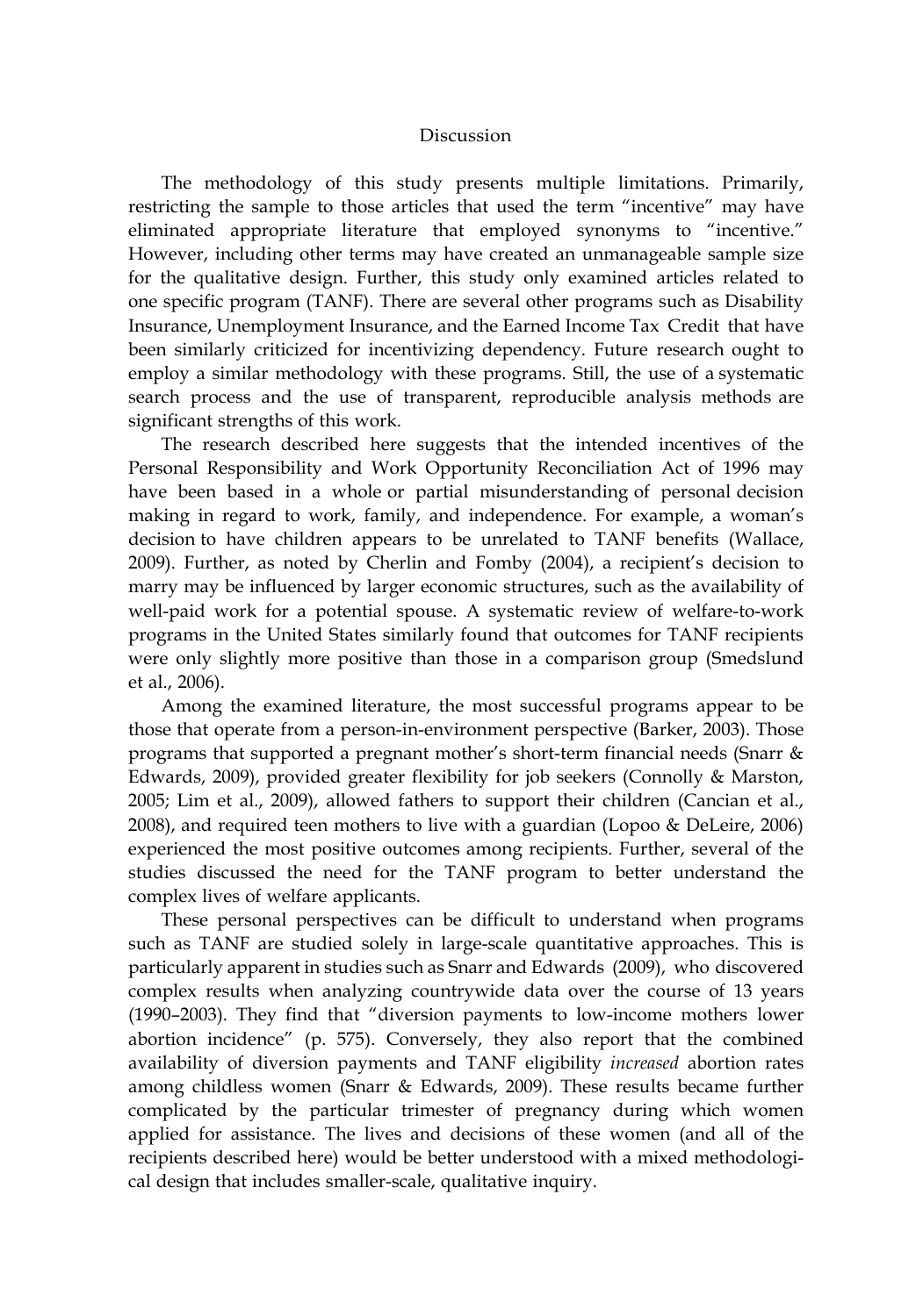## Discussion

The methodology of this study presents multiple limitations. Primarily, restricting the sample to those articles that used the term "incentive" may have eliminated appropriate literature that employed synonyms to "incentive." However, including other terms may have created an unmanageable sample size for the qualitative design. Further, this study only examined articles related to one specific program (TANF). There are several other programs such as Disability Insurance, Unemployment Insurance, and the Earned Income Tax Credit that have been similarly criticized for incentivizing dependency. Future research ought to employ a similar methodology with these programs. Still, the use of a systematic search process and the use of transparent, reproducible analysis methods are significant strengths of this work.

The research described here suggests that the intended incentives of the Personal Responsibility and Work Opportunity Reconciliation Act of 1996 may have been based in a whole or partial misunderstanding of personal decision making in regard to work, family, and independence. For example, a woman's decision to have children appears to be unrelated to TANF benefits (Wallace, 2009). Further, as noted by Cherlin and Fomby (2004), a recipient's decision to marry may be influenced by larger economic structures, such as the availability of well-paid work for a potential spouse. A systematic review of welfare-to-work programs in the United States similarly found that outcomes for TANF recipients were only slightly more positive than those in a comparison group (Smedslund et al., 2006).

Among the examined literature, the most successful programs appear to be those that operate from a person-in-environment perspective (Barker, 2003). Those programs that supported a pregnant mother's short-term financial needs (Snarr & Edwards, 2009), provided greater flexibility for job seekers (Connolly & Marston, 2005; Lim et al., 2009), allowed fathers to support their children (Cancian et al., 2008), and required teen mothers to live with a guardian (Lopoo & DeLeire, 2006) experienced the most positive outcomes among recipients. Further, several of the studies discussed the need for the TANF program to better understand the complex lives of welfare applicants.

These personal perspectives can be difficult to understand when programs such as TANF are studied solely in large-scale quantitative approaches. This is particularly apparent in studies such as Snarr and Edwards (2009), who discovered complex results when analyzing countrywide data over the course of 13 years (1990–2003). They find that "diversion payments to low-income mothers lower abortion incidence" (p. 575). Conversely, they also report that the combined availability of diversion payments and TANF eligibility *increased* abortion rates among childless women (Snarr & Edwards, 2009). These results became further complicated by the particular trimester of pregnancy during which women applied for assistance. The lives and decisions of these women (and all of the recipients described here) would be better understood with a mixed methodological design that includes smaller-scale, qualitative inquiry.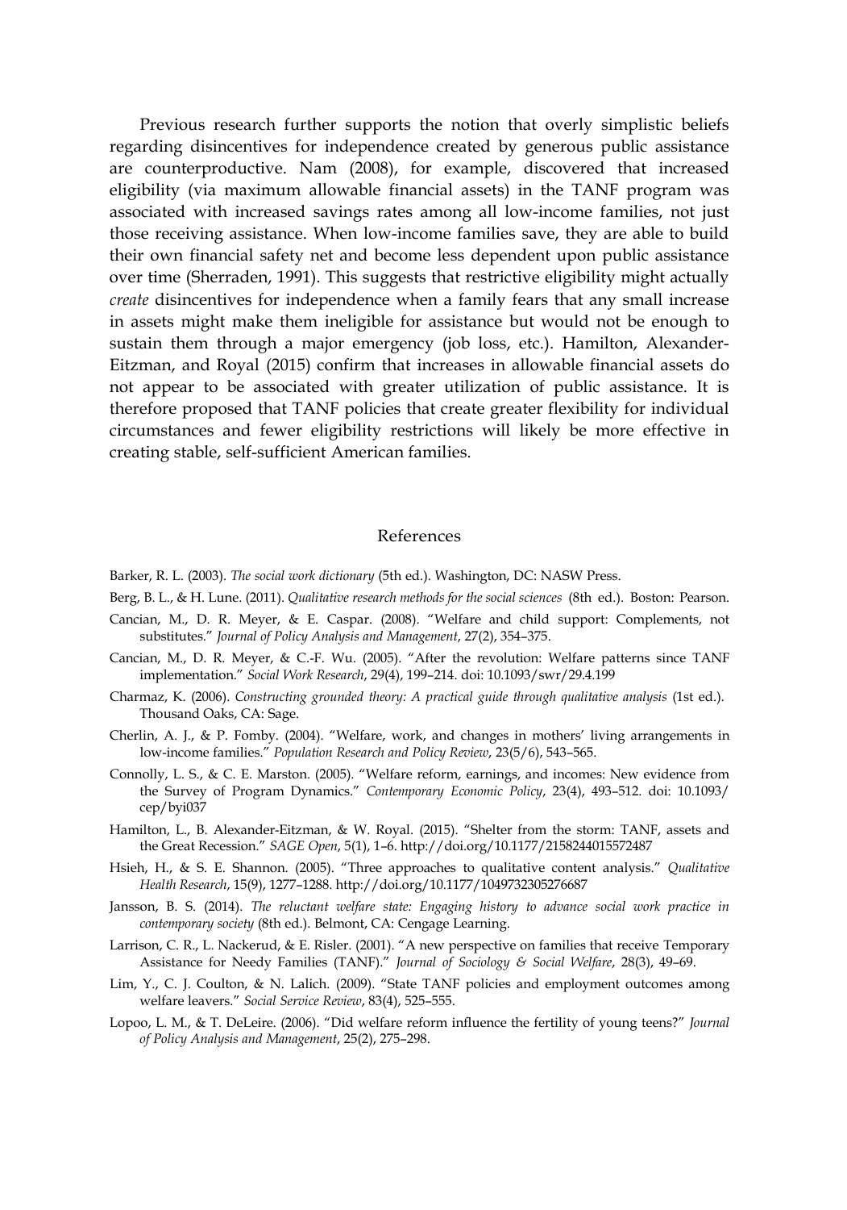Previous research further supports the notion that overly simplistic beliefs regarding disincentives for independence created by generous public assistance are counterproductive. Nam (2008), for example, discovered that increased eligibility (via maximum allowable financial assets) in the TANF program was associated with increased savings rates among all low-income families, not just those receiving assistance. When low-income families save, they are able to build their own financial safety net and become less dependent upon public assistance over time (Sherraden, 1991). This suggests that restrictive eligibility might actually *create* disincentives for independence when a family fears that any small increase in assets might make them ineligible for assistance but would not be enough to sustain them through a major emergency (job loss, etc.). Hamilton, Alexander-Eitzman, and Royal (2015) confirm that increases in allowable financial assets do not appear to be associated with greater utilization of public assistance. It is therefore proposed that TANF policies that create greater flexibility for individual circumstances and fewer eligibility restrictions will likely be more effective in creating stable, self-sufficient American families.

## References

Barker, R. L. (2003). *The social work dictionary* (5th ed.). Washington, DC: NASW Press.

Berg, B. L., & H. Lune. (2011). *Qualitative research methods for the social sciences* (8th ed.). Boston: Pearson.

Cancian, M., D. R. Meyer, & E. Caspar. (2008). "Welfare and child support: Complements, not substitutes." *Journal of Policy Analysis and Management*, 27(2), 354–375.

Cancian, M., D. R. Meyer, & C.-F. Wu. (2005). "After the revolution: Welfare patterns since TANF implementation." *Social Work Research*, 29(4), 199–214. doi: 10.1093/swr/29.4.199

Charmaz, K. (2006). *Constructing grounded theory: A practical guide through qualitative analysis* (1st ed.). Thousand Oaks, CA: Sage.

Cherlin, A. J., & P. Fomby. (2004). "Welfare, work, and changes in mothers' living arrangements in low-income families." *Population Research and Policy Review*, 23(5/6), 543–565.

Connolly, L. S., & C. E. Marston. (2005). "Welfare reform, earnings, and incomes: New evidence from the Survey of Program Dynamics." *Contemporary Economic Policy*, 23(4), 493–512. doi: 10.1093/cep/byi037

Hamilton, L., B. Alexander-Eitzman, & W. Royal. (2015). "Shelter from the storm: TANF, assets and the Great Recession." *SAGE Open*, 5(1), 1–6. http://doi.org/10.1177/2158244015572487

Hsieh, H., & S. E. Shannon. (2005). "Three approaches to qualitative content analysis." *Qualitative Health Research*, 15(9), 1277–1288. http://doi.org/10.1177/1049732305276687

Jansson, B. S. (2014). *The reluctant welfare state: Engaging history to advance social work practice in contemporary society* (8th ed.). Belmont, CA: Cengage Learning.

Larrison, C. R., L. Nackerud, & E. Risler. (2001). "A new perspective on families that receive Temporary Assistance for Needy Families (TANF)." *Journal of Sociology & Social Welfare*, 28(3), 49–69.

Lim, Y., C. J. Coulton, & N. Lalich. (2009). "State TANF policies and employment outcomes among welfare leavers." *Social Service Review*, 83(4), 525–555.

Lopoo, L. M., & T. DeLeire. (2006). "Did welfare reform influence the fertility of young teens?" *Journal of Policy Analysis and Management*, 25(2), 275–298.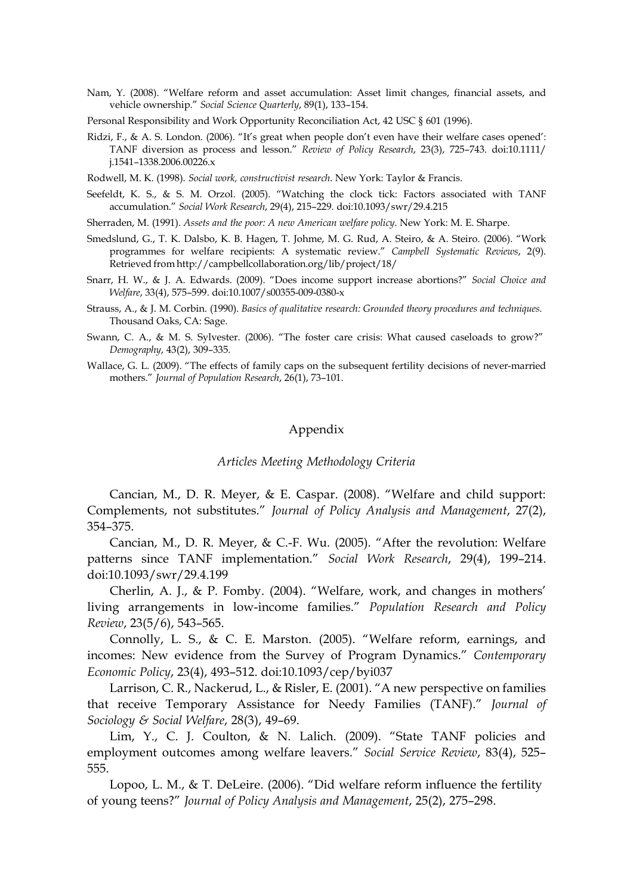Nam, Y. (2008). "Welfare reform and asset accumulation: Asset limit changes, financial assets, and vehicle ownership." *Social Science Quarterly*, 89(1), 133–154.

Personal Responsibility and Work Opportunity Reconciliation Act, 42 USC § 601 (1996).

Ridzi, F., & A. S. London. (2006). "It's great when people don't even have their welfare cases opened': TANF diversion as process and lesson." *Review of Policy Research*, 23(3), 725–743. doi:10.1111/j.1541–1338.2006.00226.x

Rodwell, M. K. (1998). *Social work, constructivist research*. New York: Taylor & Francis.

Seefeldt, K. S., & S. M. Orzol. (2005). "Watching the clock tick: Factors associated with TANF accumulation." *Social Work Research*, 29(4), 215–229. doi:10.1093/swr/29.4.215

Sherraden, M. (1991). *Assets and the poor: A new American welfare policy*. New York: M. E. Sharpe.

Smedslund, G., T. K. Dalsbo, K. B. Hagen, T. Johme, M. G. Rud, A. Steiro, & A. Steiro. (2006). "Work programmes for welfare recipients: A systematic review." *Campbell Systematic Reviews*, 2(9). Retrieved from http://campbellcollaboration.org/lib/project/18/

Snarr, H. W., & J. A. Edwards. (2009). "Does income support increase abortions?" *Social Choice and Welfare*, 33(4), 575–599. doi:10.1007/s00355-009-0380-x

Strauss, A., & J. M. Corbin. (1990). *Basics of qualitative research: Grounded theory procedures and techniques*. Thousand Oaks, CA: Sage.

Swann, C. A., & M. S. Sylvester. (2006). "The foster care crisis: What caused caseloads to grow?" *Demography*, 43(2), 309–335.

Wallace, G. L. (2009). "The effects of family caps on the subsequent fertility decisions of never-married mothers." *Journal of Population Research*, 26(1), 73–101.

## Appendix

### *Articles Meeting Methodology Criteria*

Cancian, M., D. R. Meyer, & E. Caspar. (2008). "Welfare and child support: Complements, not substitutes." *Journal of Policy Analysis and Management*, 27(2), 354–375.

Cancian, M., D. R. Meyer, & C.-F. Wu. (2005). "After the revolution: Welfare patterns since TANF implementation." *Social Work Research*, 29(4), 199–214. doi:10.1093/swr/29.4.199

Cherlin, A. J., & P. Fomby. (2004). "Welfare, work, and changes in mothers' living arrangements in low-income families." *Population Research and Policy Review*, 23(5/6), 543–565.

Connolly, L. S., & C. E. Marston. (2005). "Welfare reform, earnings, and incomes: New evidence from the Survey of Program Dynamics." *Contemporary Economic Policy*, 23(4), 493–512. doi:10.1093/cep/byi037

Larrison, C. R., Nackerud, L., & Risler, E. (2001). "A new perspective on families that receive Temporary Assistance for Needy Families (TANF)." *Journal of Sociology & Social Welfare*, 28(3), 49–69.

Lim, Y., C. J. Coulton, & N. Lalich. (2009). "State TANF policies and employment outcomes among welfare leavers." *Social Service Review*, 83(4), 525–555.

Lopoo, L. M., & T. DeLeire. (2006). "Did welfare reform influence the fertility of young teens?" *Journal of Policy Analysis and Management*, 25(2), 275–298.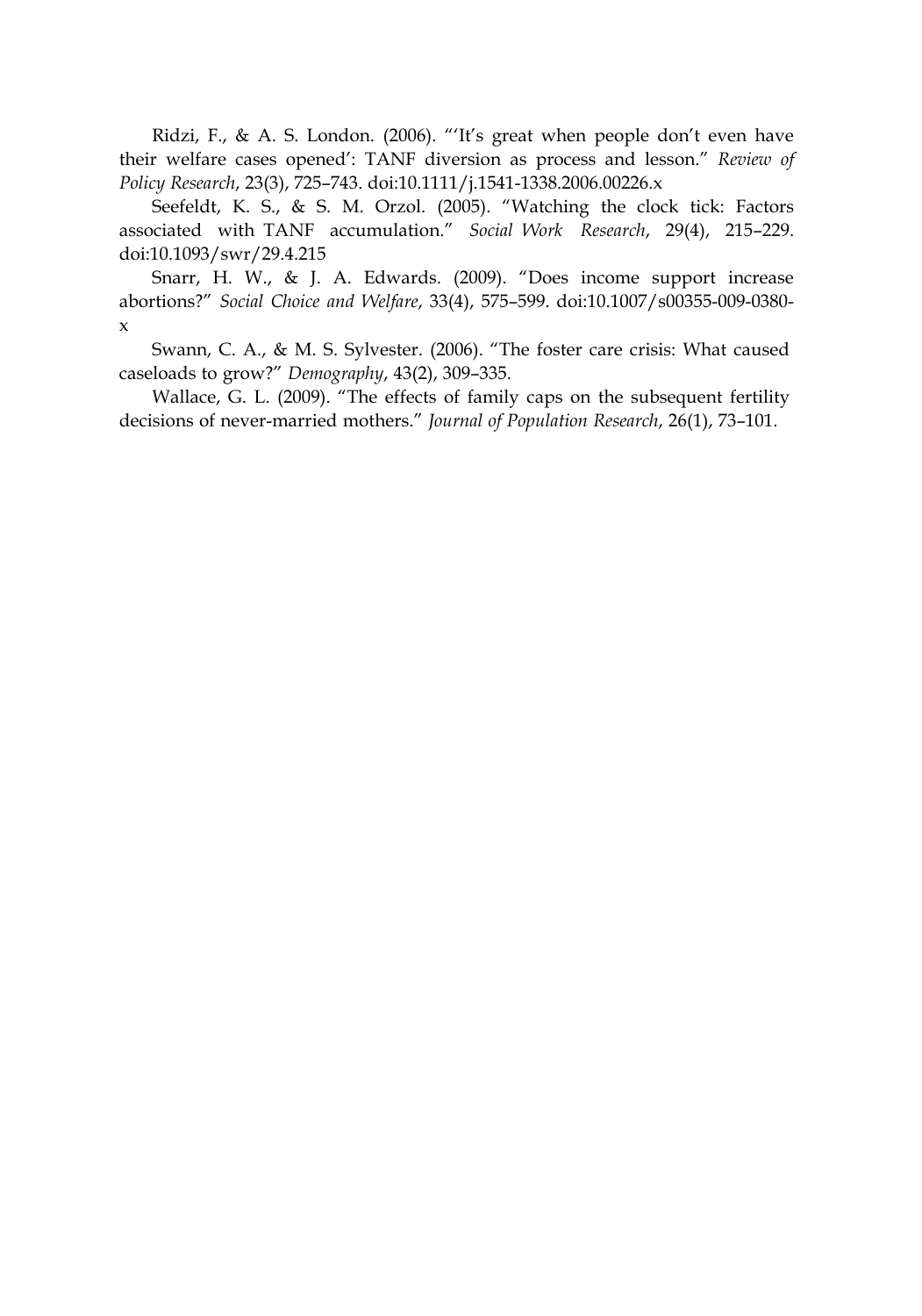Ridzi, F., & A. S. London. (2006). "'It's great when people don't even have their welfare cases opened': TANF diversion as process and lesson." *Review of Policy Research*, 23(3), 725–743. doi:10.1111/j.1541-1338.2006.00226.x

Seefeldt, K. S., & S. M. Orzol. (2005). "Watching the clock tick: Factors associated with TANF accumulation." *Social Work Research*, 29(4), 215–229. doi:10.1093/swr/29.4.215

Snarr, H. W., & J. A. Edwards. (2009). "Does income support increase abortions?" *Social Choice and Welfare*, 33(4), 575–599. doi:10.1007/s00355-009-0380-x

Swann, C. A., & M. S. Sylvester. (2006). "The foster care crisis: What caused caseloads to grow?" *Demography*, 43(2), 309–335.

Wallace, G. L. (2009). "The effects of family caps on the subsequent fertility decisions of never-married mothers." *Journal of Population Research*, 26(1), 73–101.